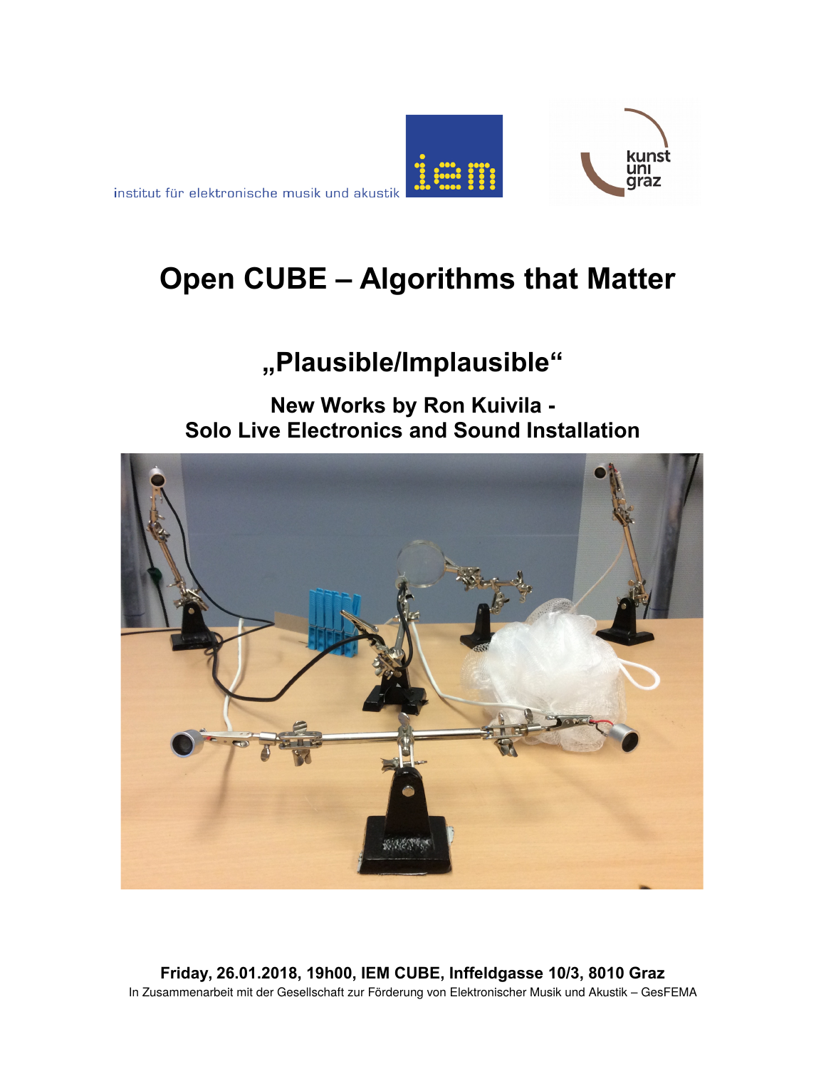institut für elektronische musik und akustik

# Open CUBE – Algorithms that Matter

## „Plausible/Implausible"

### New Works by Ron Kuivila - Solo Live Electronics and Sound Installation

**Friday, 26.01.2018, 19h00, IEM CUBE, Inffeldgasse 10/3, 8010 Graz**

In Zusammenarbeit mit der Gesellschaft zur Förderung von Elektronischer Musik und Akustik – GesFEMA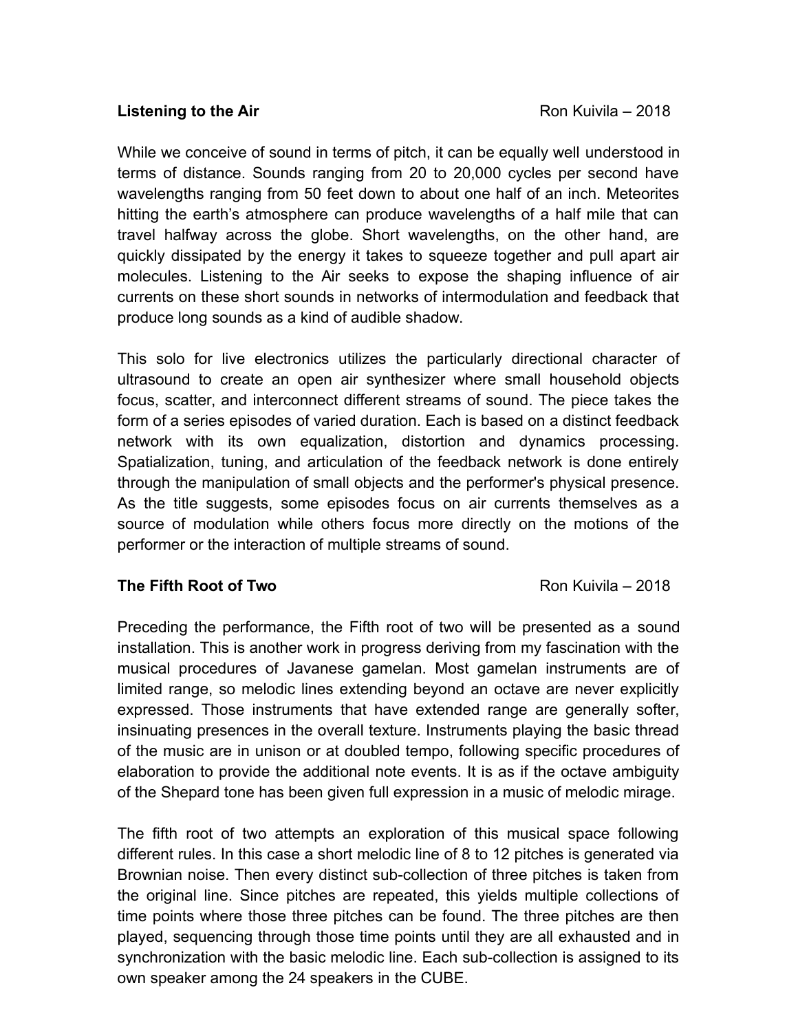**Listening to the Air** Ron Kuivila – 2018

While we conceive of sound in terms of pitch, it can be equally well understood in terms of distance. Sounds ranging from 20 to 20,000 cycles per second have wavelengths ranging from 50 feet down to about one half of an inch. Meteorites hitting the earth's atmosphere can produce wavelengths of a half mile that can travel halfway across the globe. Short wavelengths, on the other hand, are quickly dissipated by the energy it takes to squeeze together and pull apart air molecules. Listening to the Air seeks to expose the shaping influence of air currents on these short sounds in networks of intermodulation and feedback that produce long sounds as a kind of audible shadow.

This solo for live electronics utilizes the particularly directional character of ultrasound to create an open air synthesizer where small household objects focus, scatter, and interconnect different streams of sound. The piece takes the form of a series episodes of varied duration. Each is based on a distinct feedback network with its own equalization, distortion and dynamics processing. Spatialization, tuning, and articulation of the feedback network is done entirely through the manipulation of small objects and the performer's physical presence. As the title suggests, some episodes focus on air currents themselves as a source of modulation while others focus more directly on the motions of the performer or the interaction of multiple streams of sound.

**The Fifth Root of Two** Ron Kuivila – 2018

Preceding the performance, the Fifth root of two will be presented as a sound installation. This is another work in progress deriving from my fascination with the musical procedures of Javanese gamelan. Most gamelan instruments are of limited range, so melodic lines extending beyond an octave are never explicitly expressed. Those instruments that have extended range are generally softer, insinuating presences in the overall texture. Instruments playing the basic thread of the music are in unison or at doubled tempo, following specific procedures of elaboration to provide the additional note events. It is as if the octave ambiguity of the Shepard tone has been given full expression in a music of melodic mirage.

The fifth root of two attempts an exploration of this musical space following different rules. In this case a short melodic line of 8 to 12 pitches is generated via Brownian noise. Then every distinct sub-collection of three pitches is taken from the original line. Since pitches are repeated, this yields multiple collections of time points where those three pitches can be found. The three pitches are then played, sequencing through those time points until they are all exhausted and in synchronization with the basic melodic line. Each sub-collection is assigned to its own speaker among the 24 speakers in the CUBE.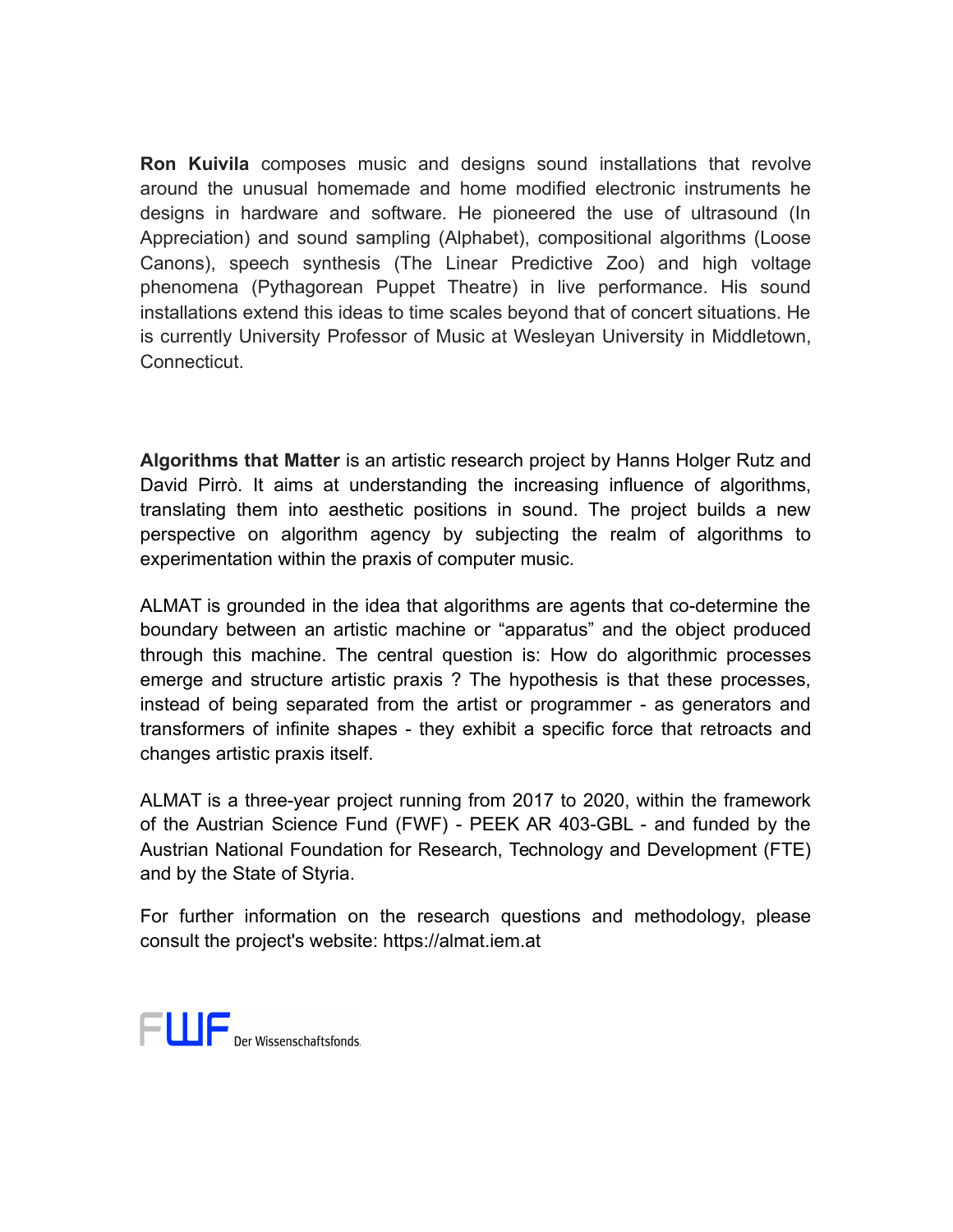**Ron Kuivila** composes music and designs sound installations that revolve around the unusual homemade and home modified electronic instruments he designs in hardware and software. He pioneered the use of ultrasound (In Appreciation) and sound sampling (Alphabet), compositional algorithms (Loose Canons), speech synthesis (The Linear Predictive Zoo) and high voltage phenomena (Pythagorean Puppet Theatre) in live performance. His sound installations extend this ideas to time scales beyond that of concert situations. He is currently University Professor of Music at Wesleyan University in Middletown, Connecticut.

**Algorithms that Matter** is an artistic research project by Hanns Holger Rutz and David Pirrò. It aims at understanding the increasing influence of algorithms, translating them into aesthetic positions in sound. The project builds a new perspective on algorithm agency by subjecting the realm of algorithms to experimentation within the praxis of computer music.

ALMAT is grounded in the idea that algorithms are agents that co-determine the boundary between an artistic machine or "apparatus" and the object produced through this machine. The central question is: How do algorithmic processes emerge and structure artistic praxis ? The hypothesis is that these processes, instead of being separated from the artist or programmer - as generators and transformers of infinite shapes - they exhibit a specific force that retroacts and changes artistic praxis itself.

ALMAT is a three-year project running from 2017 to 2020, within the framework of the Austrian Science Fund (FWF) - PEEK AR 403-GBL - and funded by the Austrian National Foundation for Research, Technology and Development (FTE) and by the State of Styria.

For further information on the research questions and methodology, please consult the project's website: https://almat.iem.at

FWF Der Wissenschaftsfonds.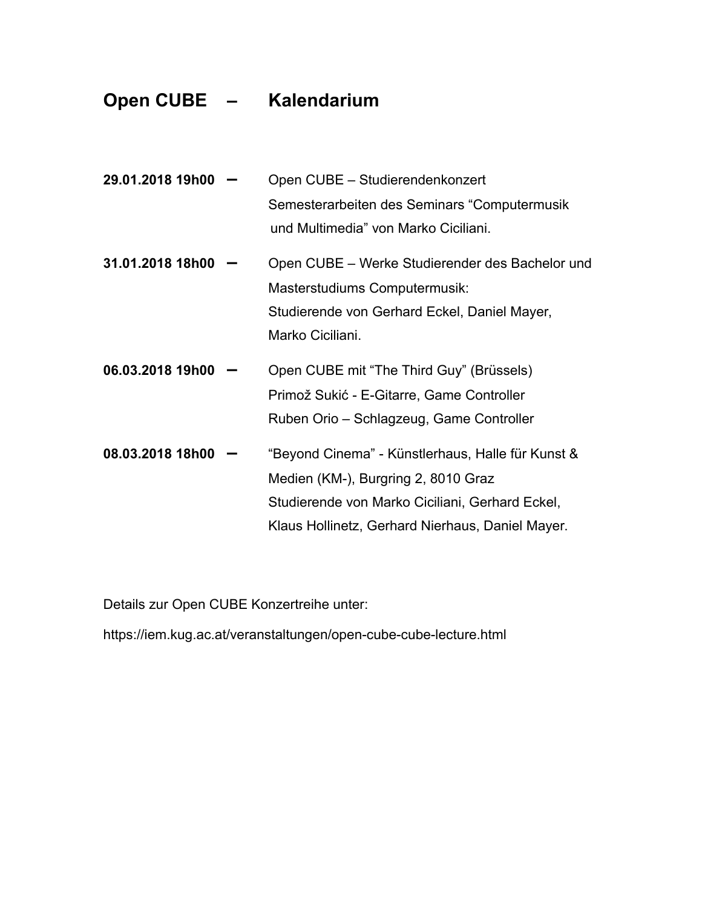# Open CUBE – Kalendarium

**29.01.2018 19h00** – Open CUBE – Studierendenkonzert
Semesterarbeiten des Seminars "Computermusik und Multimedia" von Marko Ciciliani.

**31.01.2018 18h00** – Open CUBE – Werke Studierender des Bachelor und Masterstudiums Computermusik:
Studierende von Gerhard Eckel, Daniel Mayer, Marko Ciciliani.

**06.03.2018 19h00** – Open CUBE mit "The Third Guy" (Brüssels)
Primož Sukić - E-Gitarre, Game Controller
Ruben Orio – Schlagzeug, Game Controller

**08.03.2018 18h00** – "Beyond Cinema" - Künstlerhaus, Halle für Kunst & Medien (KM-), Burgring 2, 8010 Graz
Studierende von Marko Ciciliani, Gerhard Eckel, Klaus Hollinetz, Gerhard Nierhaus, Daniel Mayer.

Details zur Open CUBE Konzertreihe unter:

https://iem.kug.ac.at/veranstaltungen/open-cube-cube-lecture.html